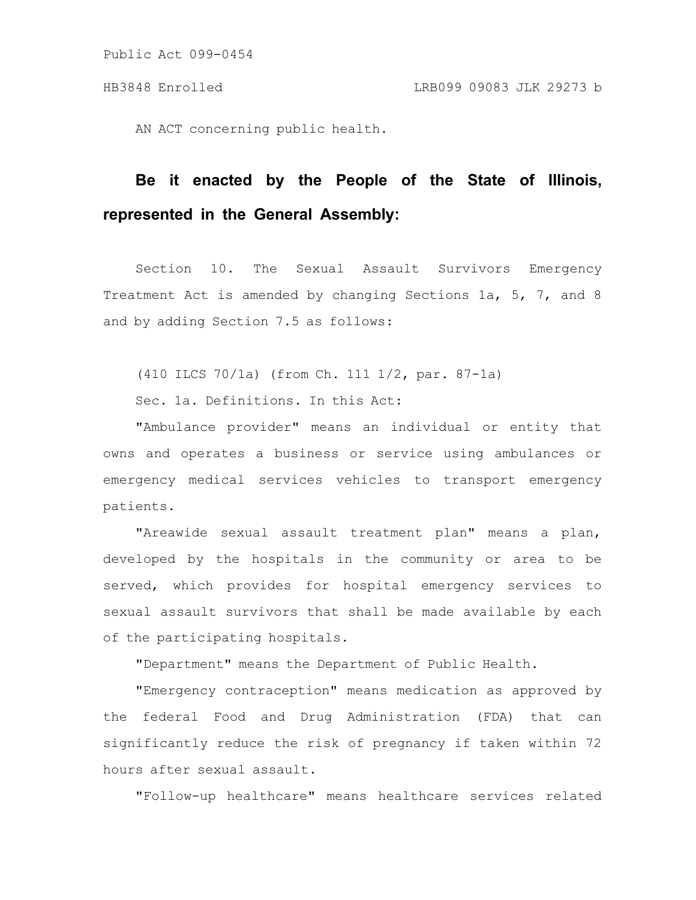Public Act 099-0454

HB3848 Enrolled LRB099 09083 JLK 29273 b

AN ACT concerning public health.

**Be it enacted by the People of the State of Illinois, represented in the General Assembly:**

Section 10. The Sexual Assault Survivors Emergency Treatment Act is amended by changing Sections 1a, 5, 7, and 8 and by adding Section 7.5 as follows:

(410 ILCS 70/1a) (from Ch. 111 1/2, par. 87-1a)

Sec. 1a. Definitions. In this Act:

"Ambulance provider" means an individual or entity that owns and operates a business or service using ambulances or emergency medical services vehicles to transport emergency patients.

"Areawide sexual assault treatment plan" means a plan, developed by the hospitals in the community or area to be served, which provides for hospital emergency services to sexual assault survivors that shall be made available by each of the participating hospitals.

"Department" means the Department of Public Health.

"Emergency contraception" means medication as approved by the federal Food and Drug Administration (FDA) that can significantly reduce the risk of pregnancy if taken within 72 hours after sexual assault.

"Follow-up healthcare" means healthcare services related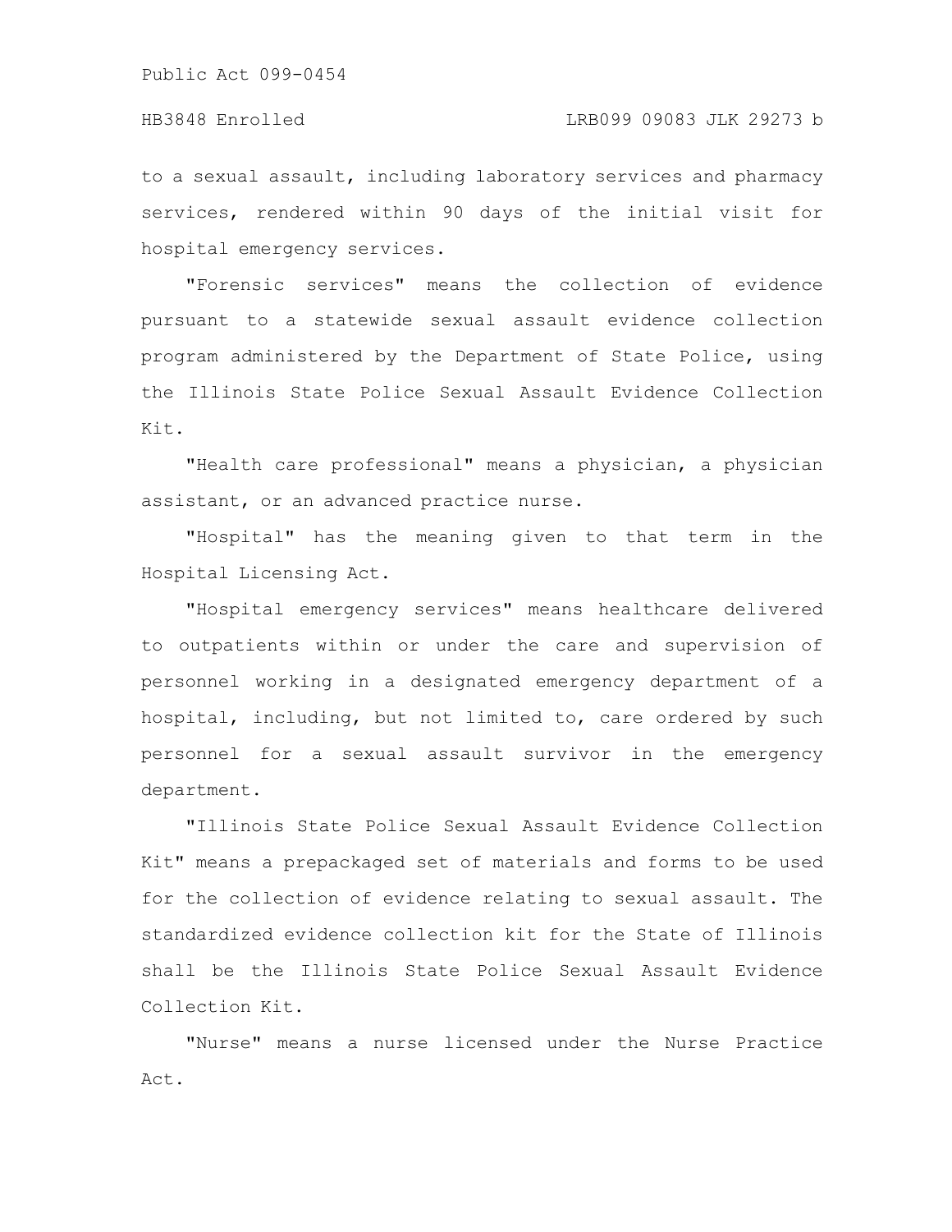to a sexual assault, including laboratory services and pharmacy services, rendered within 90 days of the initial visit for hospital emergency services.

"Forensic services" means the collection of evidence pursuant to a statewide sexual assault evidence collection program administered by the Department of State Police, using the Illinois State Police Sexual Assault Evidence Collection Kit.

"Health care professional" means a physician, a physician assistant, or an advanced practice nurse.

"Hospital" has the meaning given to that term in the Hospital Licensing Act.

"Hospital emergency services" means healthcare delivered to outpatients within or under the care and supervision of personnel working in a designated emergency department of a hospital, including, but not limited to, care ordered by such personnel for a sexual assault survivor in the emergency department.

"Illinois State Police Sexual Assault Evidence Collection Kit" means a prepackaged set of materials and forms to be used for the collection of evidence relating to sexual assault. The standardized evidence collection kit for the State of Illinois shall be the Illinois State Police Sexual Assault Evidence Collection Kit.

"Nurse" means a nurse licensed under the Nurse Practice Act.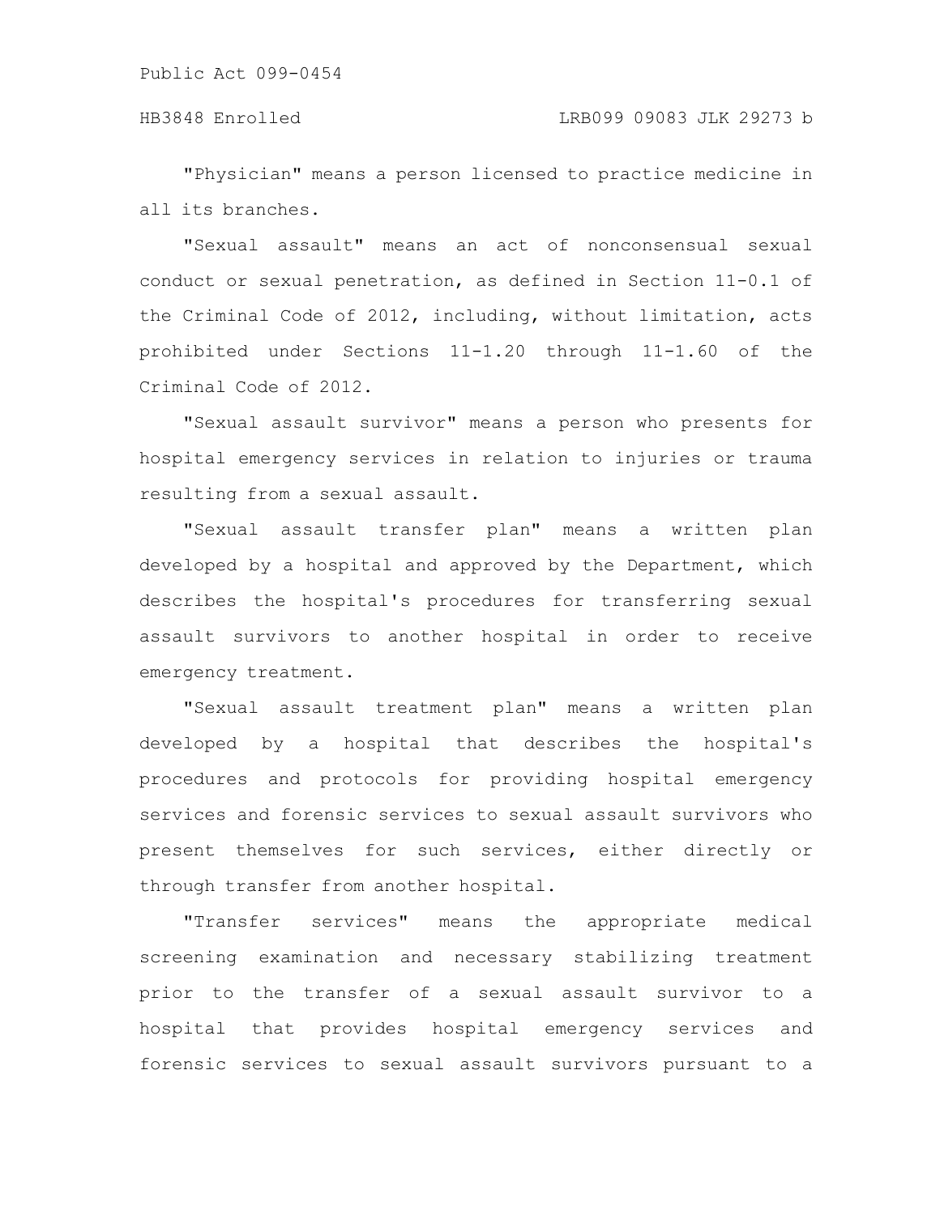"Physician" means a person licensed to practice medicine in all its branches.

"Sexual assault" means an act of nonconsensual sexual conduct or sexual penetration, as defined in Section 11-0.1 of the Criminal Code of 2012, including, without limitation, acts prohibited under Sections 11-1.20 through 11-1.60 of the Criminal Code of 2012.

"Sexual assault survivor" means a person who presents for hospital emergency services in relation to injuries or trauma resulting from a sexual assault.

"Sexual assault transfer plan" means a written plan developed by a hospital and approved by the Department, which describes the hospital's procedures for transferring sexual assault survivors to another hospital in order to receive emergency treatment.

"Sexual assault treatment plan" means a written plan developed by a hospital that describes the hospital's procedures and protocols for providing hospital emergency services and forensic services to sexual assault survivors who present themselves for such services, either directly or through transfer from another hospital.

"Transfer services" means the appropriate medical screening examination and necessary stabilizing treatment prior to the transfer of a sexual assault survivor to a hospital that provides hospital emergency services and forensic services to sexual assault survivors pursuant to a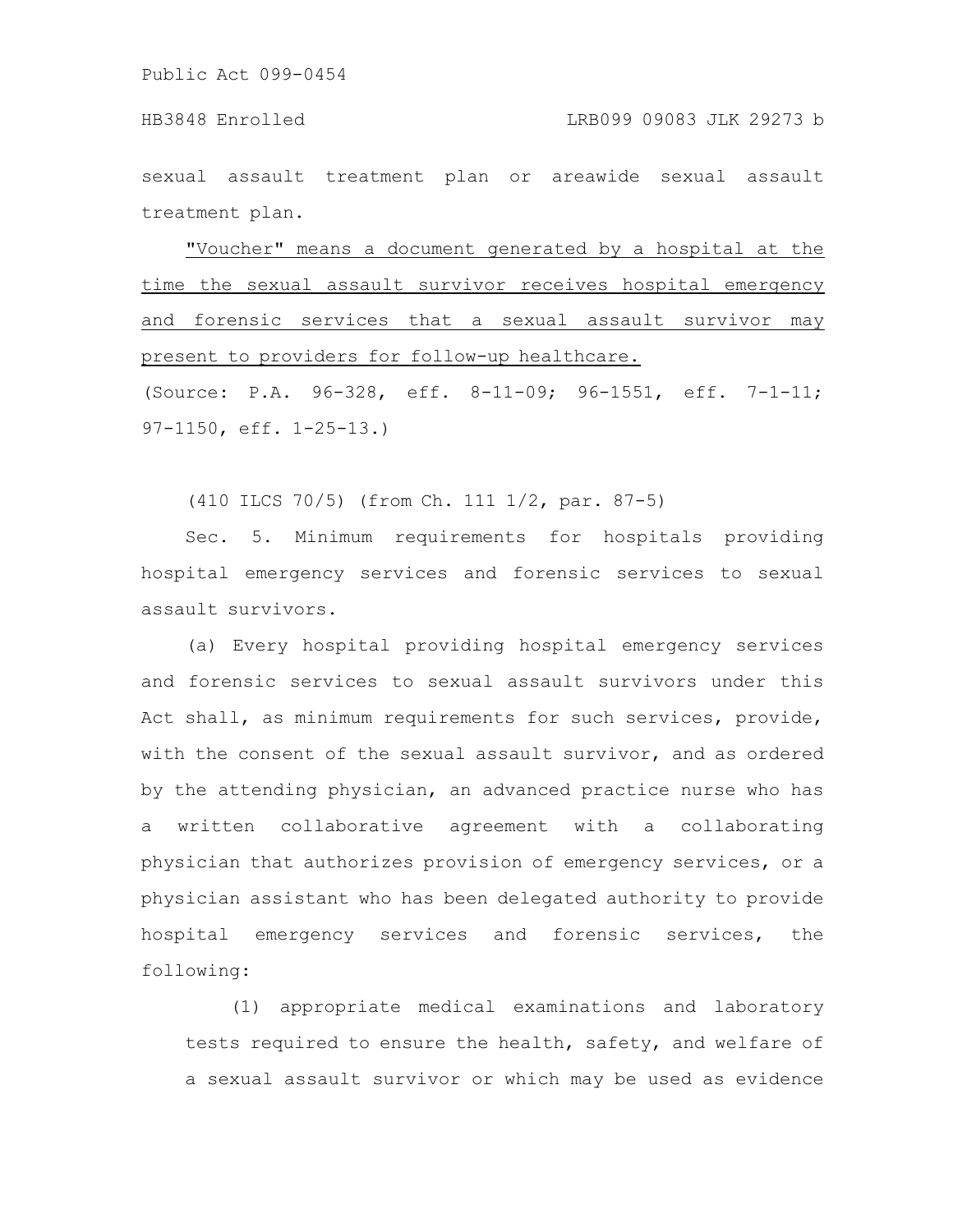sexual assault treatment plan or areawide sexual assault treatment plan.

"Voucher" means a document generated by a hospital at the time the sexual assault survivor receives hospital emergency and forensic services that a sexual assault survivor may present to providers for follow-up healthcare.

(Source: P.A. 96-328, eff. 8-11-09; 96-1551, eff. 7-1-11; 97-1150, eff. 1-25-13.)

(410 ILCS 70/5) (from Ch. 111 1/2, par. 87-5)

Sec. 5. Minimum requirements for hospitals providing hospital emergency services and forensic services to sexual assault survivors.

(a) Every hospital providing hospital emergency services and forensic services to sexual assault survivors under this Act shall, as minimum requirements for such services, provide, with the consent of the sexual assault survivor, and as ordered by the attending physician, an advanced practice nurse who has a written collaborative agreement with a collaborating physician that authorizes provision of emergency services, or a physician assistant who has been delegated authority to provide hospital emergency services and forensic services, the following:

(1) appropriate medical examinations and laboratory tests required to ensure the health, safety, and welfare of a sexual assault survivor or which may be used as evidence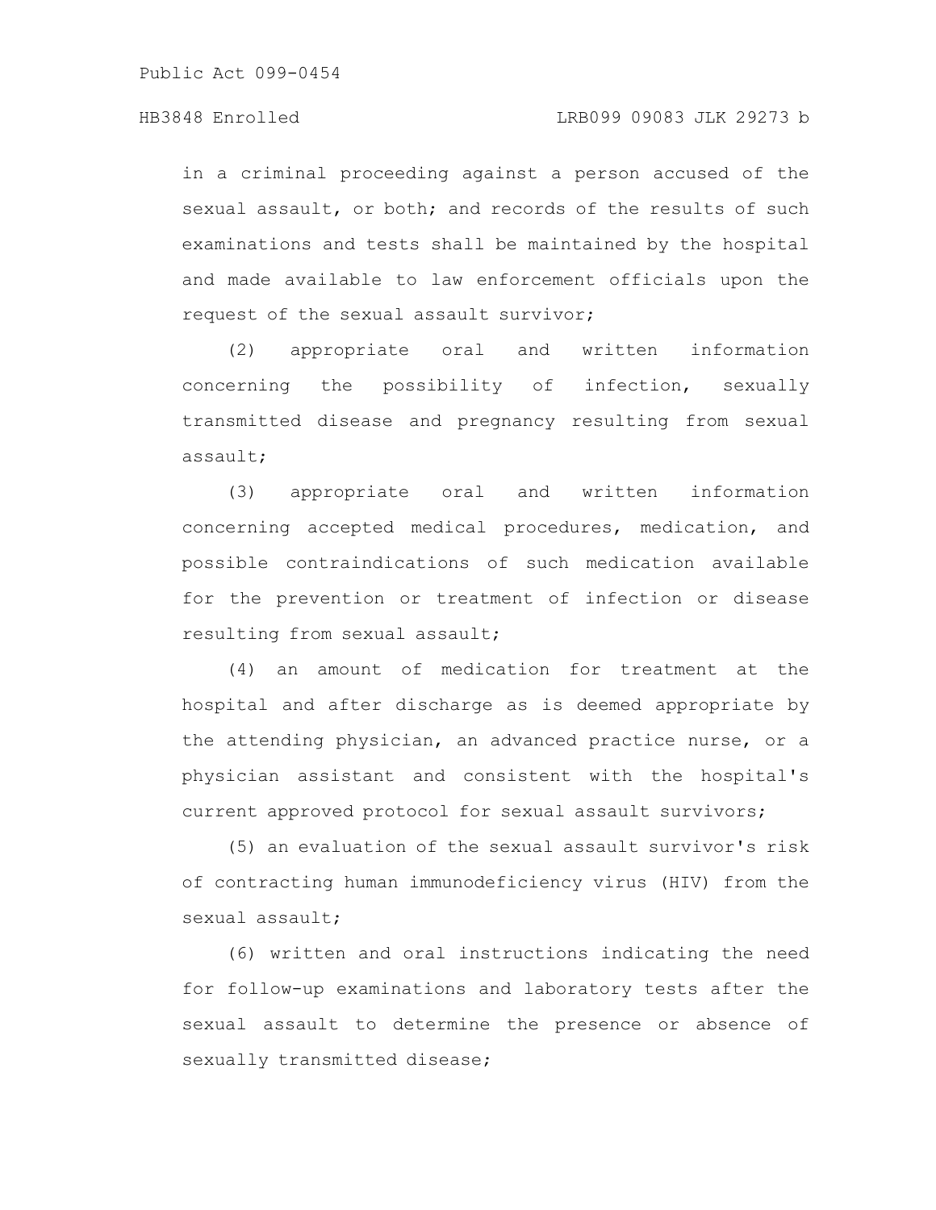in a criminal proceeding against a person accused of the sexual assault, or both; and records of the results of such examinations and tests shall be maintained by the hospital and made available to law enforcement officials upon the request of the sexual assault survivor;

(2) appropriate oral and written information concerning the possibility of infection, sexually transmitted disease and pregnancy resulting from sexual assault;

(3) appropriate oral and written information concerning accepted medical procedures, medication, and possible contraindications of such medication available for the prevention or treatment of infection or disease resulting from sexual assault;

(4) an amount of medication for treatment at the hospital and after discharge as is deemed appropriate by the attending physician, an advanced practice nurse, or a physician assistant and consistent with the hospital's current approved protocol for sexual assault survivors;

(5) an evaluation of the sexual assault survivor's risk of contracting human immunodeficiency virus (HIV) from the sexual assault;

(6) written and oral instructions indicating the need for follow-up examinations and laboratory tests after the sexual assault to determine the presence or absence of sexually transmitted disease;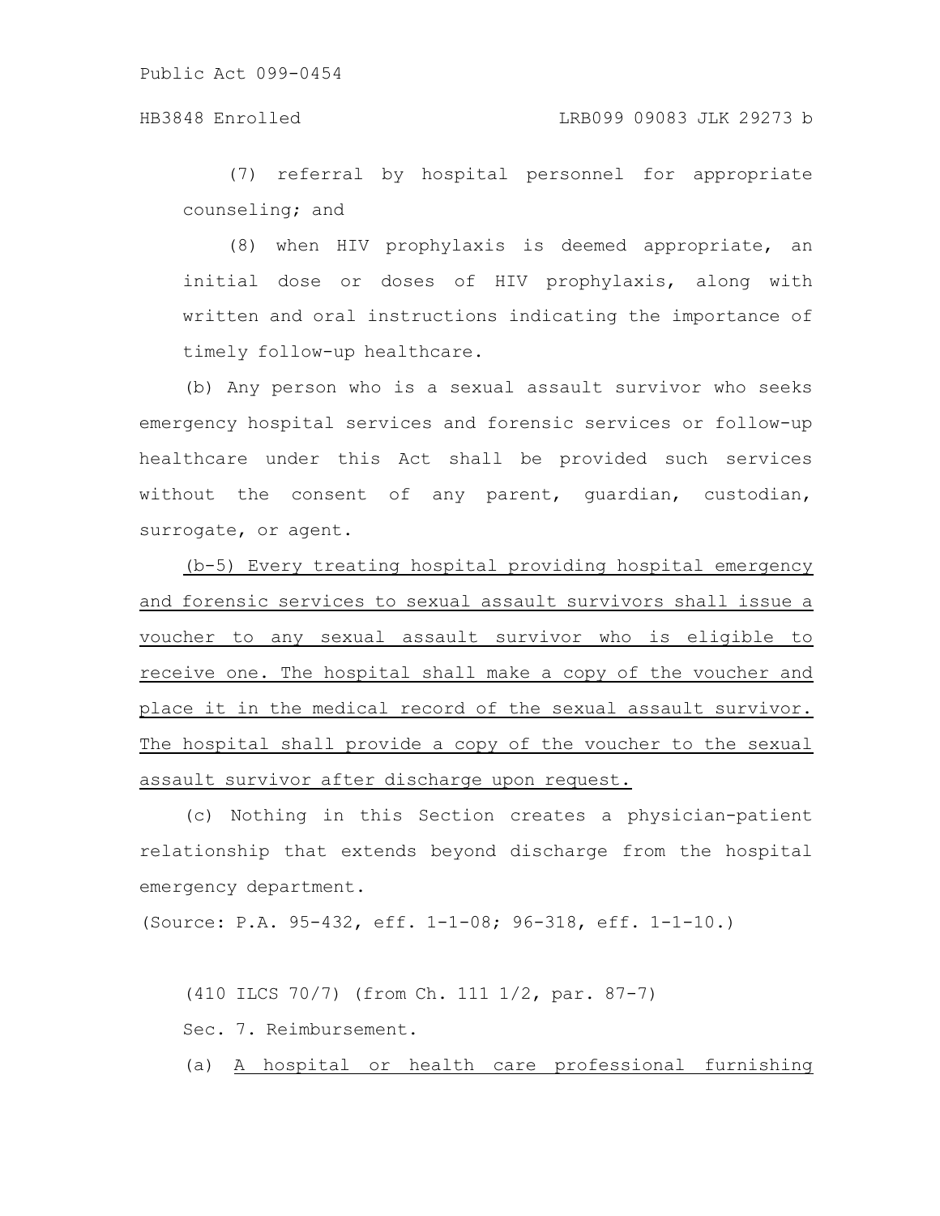(7) referral by hospital personnel for appropriate counseling; and

(8) when HIV prophylaxis is deemed appropriate, an initial dose or doses of HIV prophylaxis, along with written and oral instructions indicating the importance of timely follow-up healthcare.

(b) Any person who is a sexual assault survivor who seeks emergency hospital services and forensic services or follow-up healthcare under this Act shall be provided such services without the consent of any parent, guardian, custodian, surrogate, or agent.

<u>(b-5) Every treating hospital providing hospital emergency and forensic services to sexual assault survivors shall issue a voucher to any sexual assault survivor who is eligible to receive one. The hospital shall make a copy of the voucher and place it in the medical record of the sexual assault survivor. The hospital shall provide a copy of the voucher to the sexual assault survivor after discharge upon request.</u>

(c) Nothing in this Section creates a physician-patient relationship that extends beyond discharge from the hospital emergency department.

(Source: P.A. 95-432, eff. 1-1-08; 96-318, eff. 1-1-10.)

(410 ILCS 70/7) (from Ch. 111 1/2, par. 87-7)

Sec. 7. Reimbursement.

(a) <u>A hospital or health care professional furnishing</u>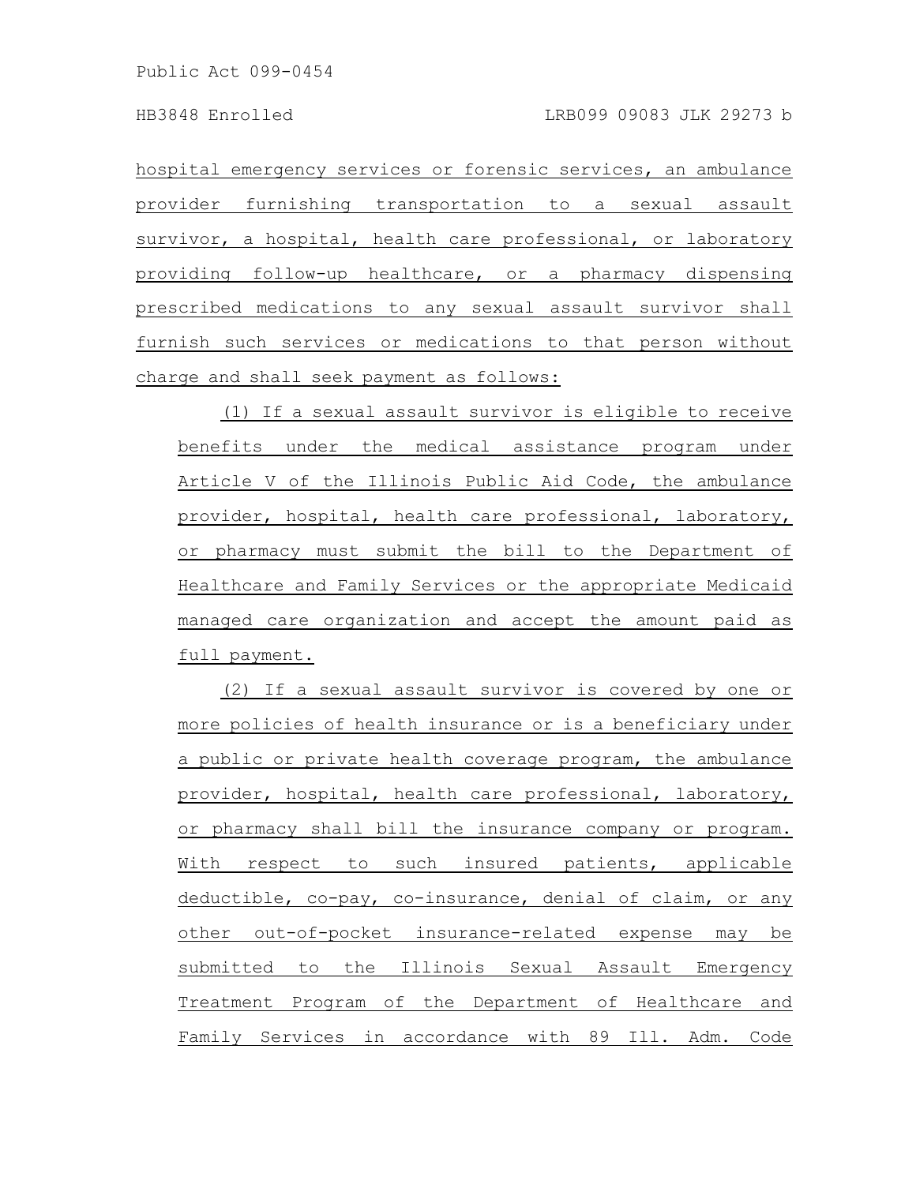hospital emergency services or forensic services, an ambulance provider furnishing transportation to a sexual assault survivor, a hospital, health care professional, or laboratory providing follow-up healthcare, or a pharmacy dispensing prescribed medications to any sexual assault survivor shall furnish such services or medications to that person without charge and shall seek payment as follows:

(1) If a sexual assault survivor is eligible to receive benefits under the medical assistance program under Article V of the Illinois Public Aid Code, the ambulance provider, hospital, health care professional, laboratory, or pharmacy must submit the bill to the Department of Healthcare and Family Services or the appropriate Medicaid managed care organization and accept the amount paid as full payment.

(2) If a sexual assault survivor is covered by one or more policies of health insurance or is a beneficiary under a public or private health coverage program, the ambulance provider, hospital, health care professional, laboratory, or pharmacy shall bill the insurance company or program. With respect to such insured patients, applicable deductible, co-pay, co-insurance, denial of claim, or any other out-of-pocket insurance-related expense may be submitted to the Illinois Sexual Assault Emergency Treatment Program of the Department of Healthcare and Family Services in accordance with 89 Ill. Adm. Code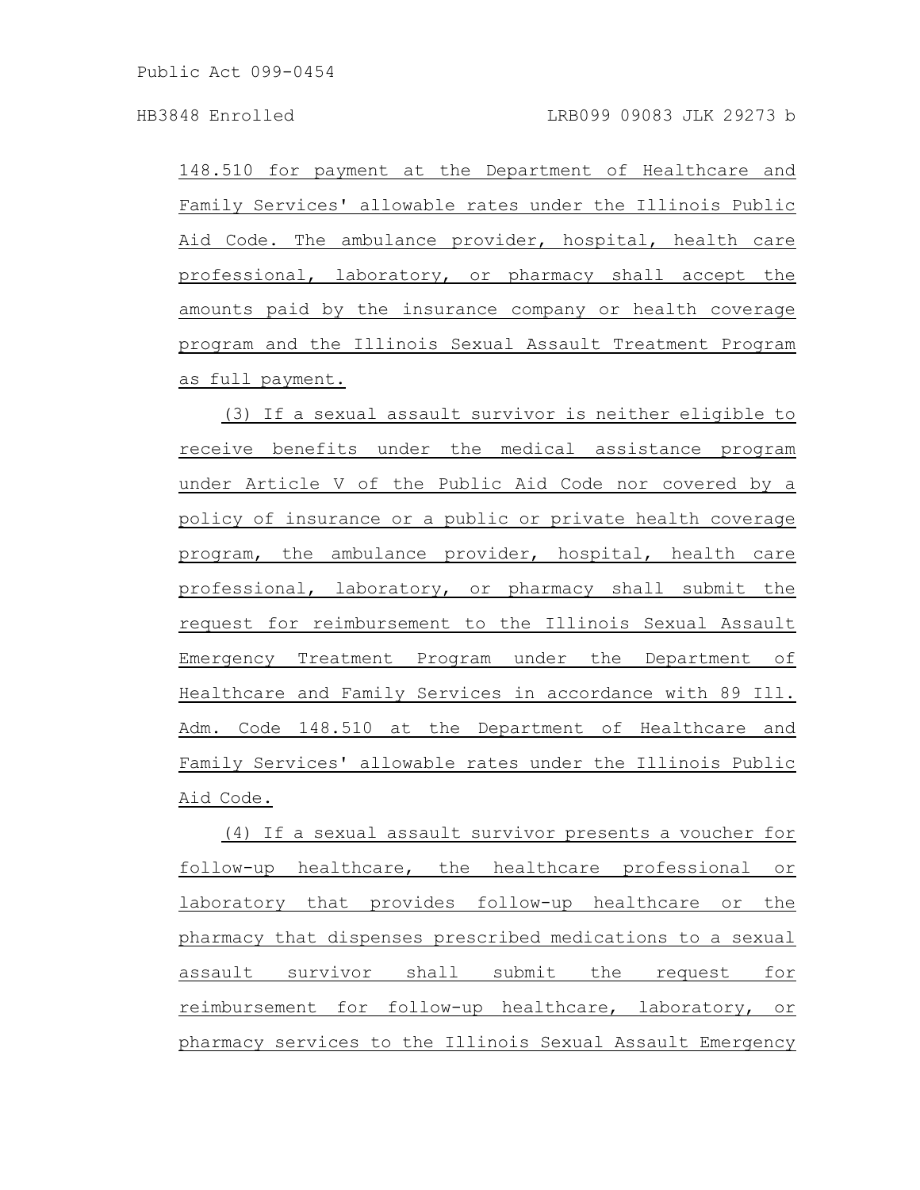148.510 for payment at the Department of Healthcare and Family Services' allowable rates under the Illinois Public Aid Code. The ambulance provider, hospital, health care professional, laboratory, or pharmacy shall accept the amounts paid by the insurance company or health coverage program and the Illinois Sexual Assault Treatment Program as full payment.

(3) If a sexual assault survivor is neither eligible to receive benefits under the medical assistance program under Article V of the Public Aid Code nor covered by a policy of insurance or a public or private health coverage program, the ambulance provider, hospital, health care professional, laboratory, or pharmacy shall submit the request for reimbursement to the Illinois Sexual Assault Emergency Treatment Program under the Department of Healthcare and Family Services in accordance with 89 Ill. Adm. Code 148.510 at the Department of Healthcare and Family Services' allowable rates under the Illinois Public Aid Code.

(4) If a sexual assault survivor presents a voucher for follow-up healthcare, the healthcare professional or laboratory that provides follow-up healthcare or the pharmacy that dispenses prescribed medications to a sexual assault survivor shall submit the request for reimbursement for follow-up healthcare, laboratory, or pharmacy services to the Illinois Sexual Assault Emergency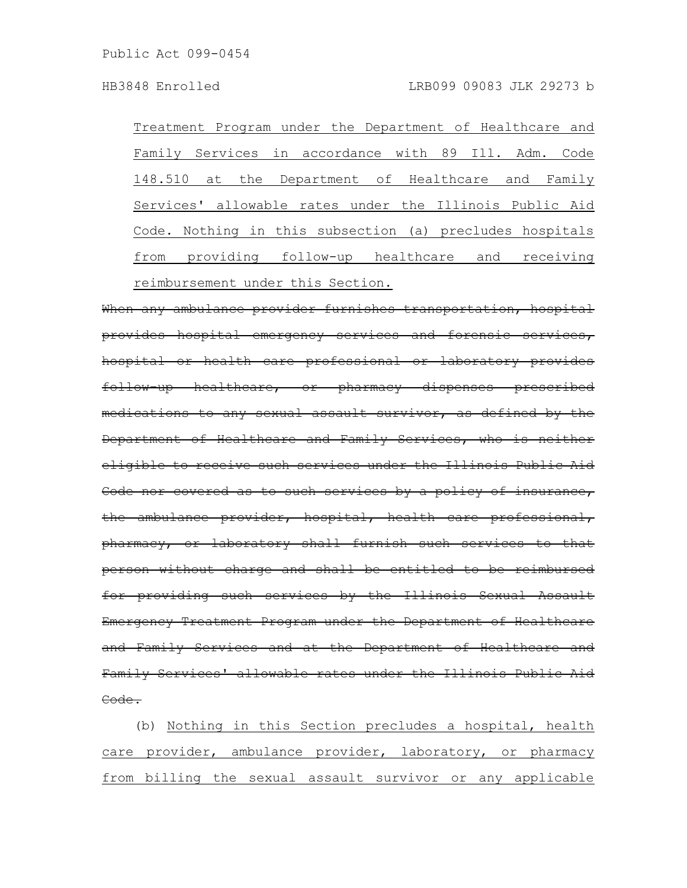Treatment Program under the Department of Healthcare and Family Services in accordance with 89 Ill. Adm. Code 148.510 at the Department of Healthcare and Family Services' allowable rates under the Illinois Public Aid Code. Nothing in this subsection (a) precludes hospitals from providing follow-up healthcare and receiving reimbursement under this Section.

~~When any ambulance provider furnishes transportation, hospital provides hospital emergency services and forensic services, hospital or health care professional or laboratory provides follow-up healthcare, or pharmacy dispenses prescribed medications to any sexual assault survivor, as defined by the Department of Healthcare and Family Services, who is neither eligible to receive such services under the Illinois Public Aid Code nor covered as to such services by a policy of insurance, the ambulance provider, hospital, health care professional, pharmacy, or laboratory shall furnish such services to that person without charge and shall be entitled to be reimbursed for providing such services by the Illinois Sexual Assault Emergency Treatment Program under the Department of Healthcare and Family Services and at the Department of Healthcare and Family Services' allowable rates under the Illinois Public Aid Code.~~

(b) Nothing in this Section precludes a hospital, health care provider, ambulance provider, laboratory, or pharmacy from billing the sexual assault survivor or any applicable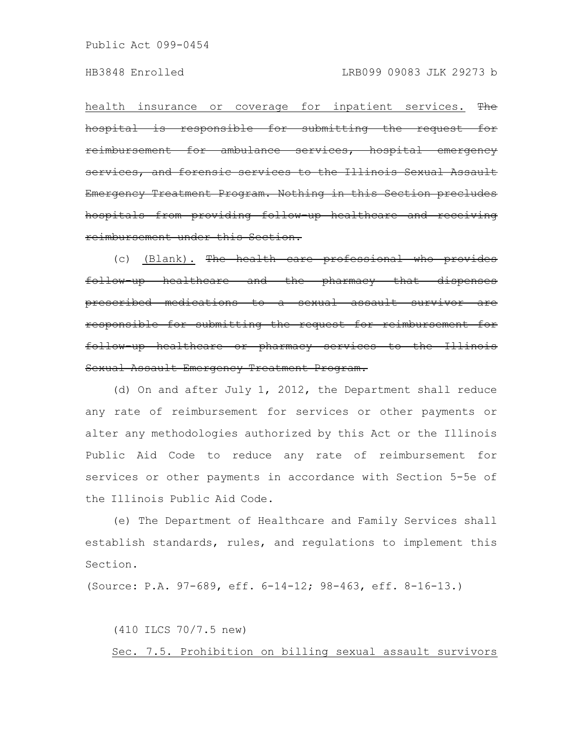health insurance or coverage for inpatient services. ~~The hospital is responsible for submitting the request for reimbursement for ambulance services, hospital emergency services, and forensic services to the Illinois Sexual Assault Emergency Treatment Program. Nothing in this Section precludes hospitals from providing follow-up healthcare and receiving reimbursement under this Section.~~

(c) (Blank). ~~The health care professional who provides follow-up healthcare and the pharmacy that dispenses prescribed medications to a sexual assault survivor are responsible for submitting the request for reimbursement for follow-up healthcare or pharmacy services to the Illinois Sexual Assault Emergency Treatment Program.~~

(d) On and after July 1, 2012, the Department shall reduce any rate of reimbursement for services or other payments or alter any methodologies authorized by this Act or the Illinois Public Aid Code to reduce any rate of reimbursement for services or other payments in accordance with Section 5-5e of the Illinois Public Aid Code.

(e) The Department of Healthcare and Family Services shall establish standards, rules, and regulations to implement this Section.

(Source: P.A. 97-689, eff. 6-14-12; 98-463, eff. 8-16-13.)

(410 ILCS 70/7.5 new)

Sec. 7.5. Prohibition on billing sexual assault survivors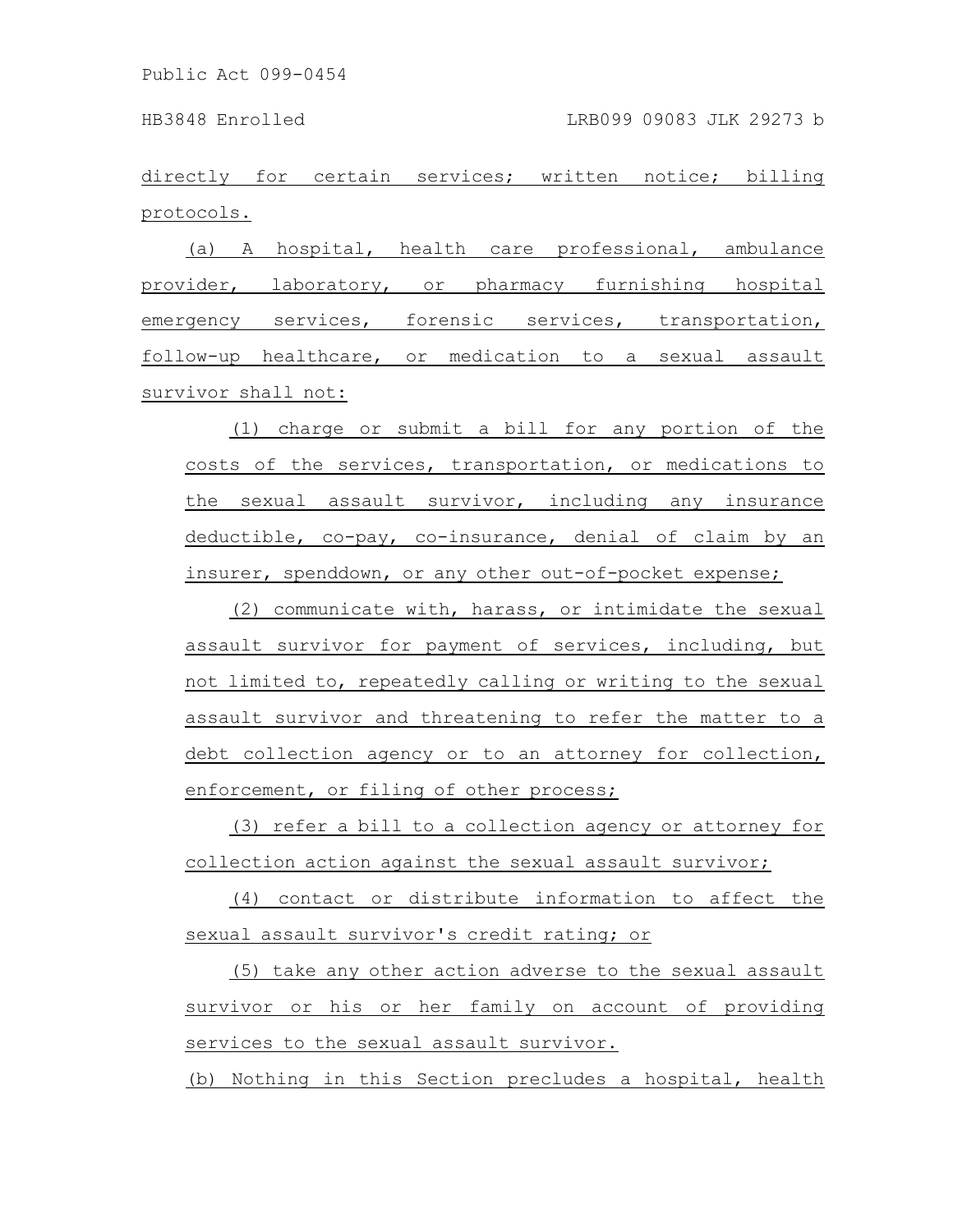directly for certain services; written notice; billing protocols.

(a) A hospital, health care professional, ambulance provider, laboratory, or pharmacy furnishing hospital emergency services, forensic services, transportation, follow-up healthcare, or medication to a sexual assault survivor shall not:

(1) charge or submit a bill for any portion of the costs of the services, transportation, or medications to the sexual assault survivor, including any insurance deductible, co-pay, co-insurance, denial of claim by an insurer, spenddown, or any other out-of-pocket expense;

(2) communicate with, harass, or intimidate the sexual assault survivor for payment of services, including, but not limited to, repeatedly calling or writing to the sexual assault survivor and threatening to refer the matter to a debt collection agency or to an attorney for collection, enforcement, or filing of other process;

(3) refer a bill to a collection agency or attorney for collection action against the sexual assault survivor;

(4) contact or distribute information to affect the sexual assault survivor's credit rating; or

(5) take any other action adverse to the sexual assault survivor or his or her family on account of providing services to the sexual assault survivor.

(b) Nothing in this Section precludes a hospital, health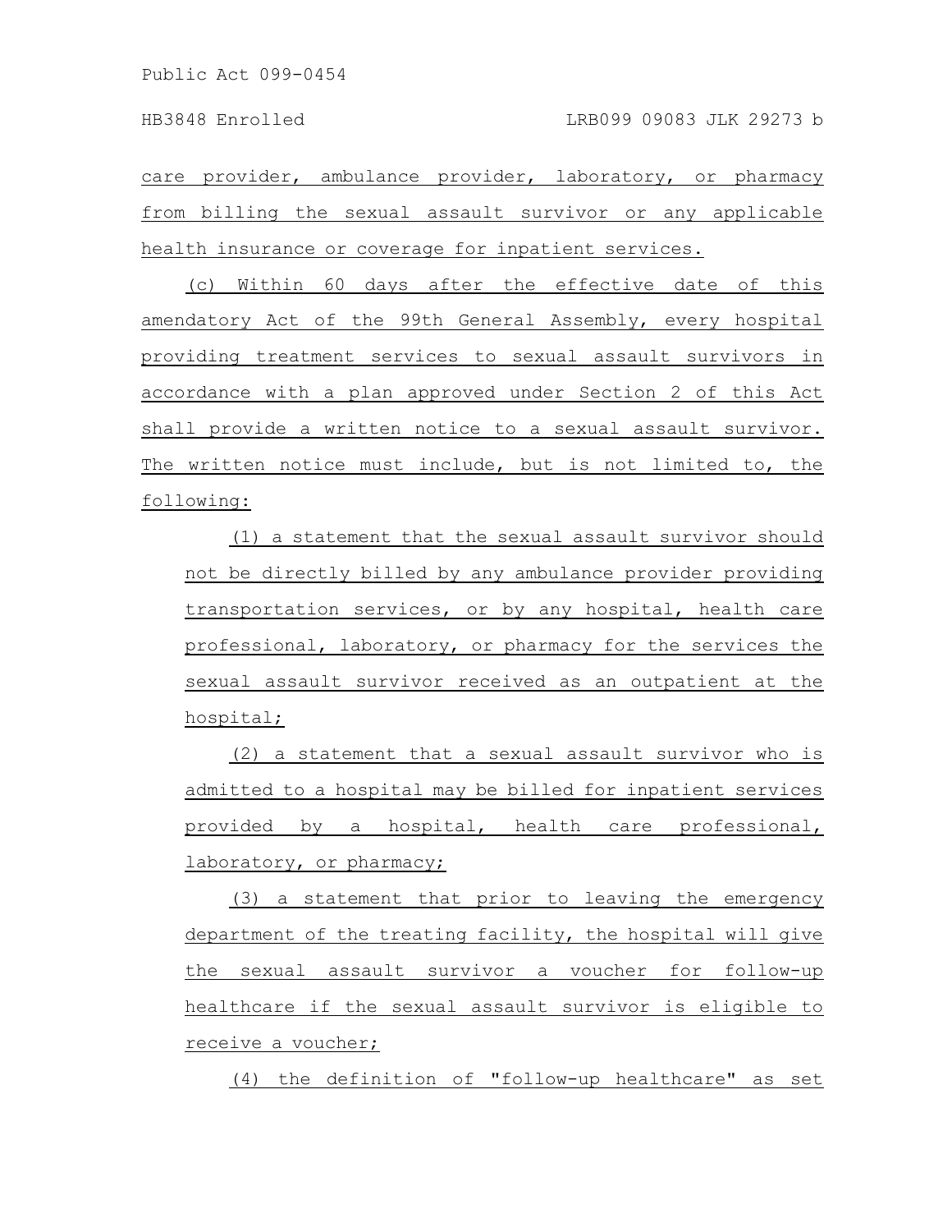care provider, ambulance provider, laboratory, or pharmacy from billing the sexual assault survivor or any applicable health insurance or coverage for inpatient services.

(c) Within 60 days after the effective date of this amendatory Act of the 99th General Assembly, every hospital providing treatment services to sexual assault survivors in accordance with a plan approved under Section 2 of this Act shall provide a written notice to a sexual assault survivor. The written notice must include, but is not limited to, the following:

(1) a statement that the sexual assault survivor should not be directly billed by any ambulance provider providing transportation services, or by any hospital, health care professional, laboratory, or pharmacy for the services the sexual assault survivor received as an outpatient at the hospital;

(2) a statement that a sexual assault survivor who is admitted to a hospital may be billed for inpatient services provided by a hospital, health care professional, laboratory, or pharmacy;

(3) a statement that prior to leaving the emergency department of the treating facility, the hospital will give the sexual assault survivor a voucher for follow-up healthcare if the sexual assault survivor is eligible to receive a voucher;

(4) the definition of "follow-up healthcare" as set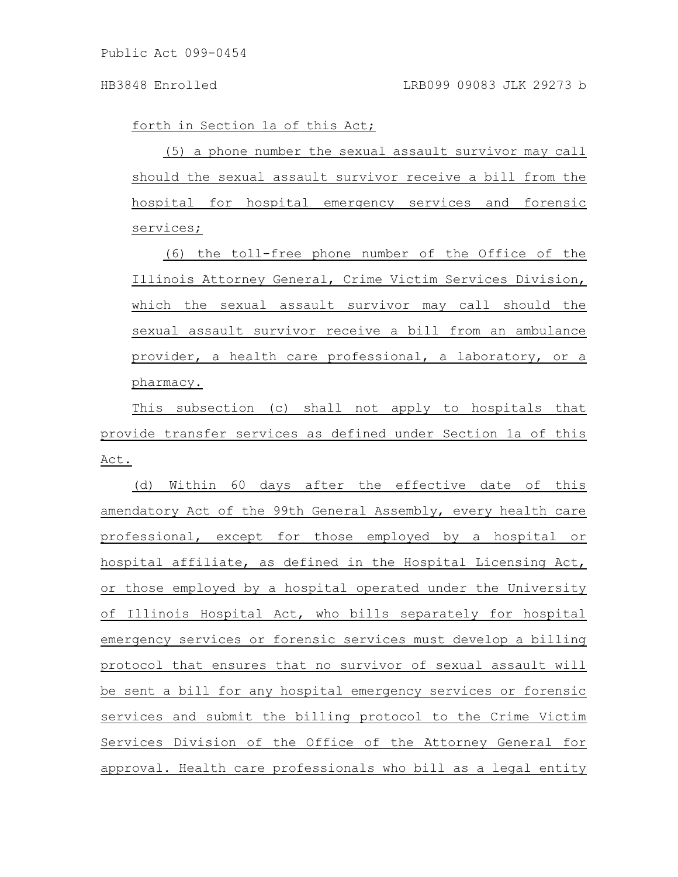forth in Section 1a of this Act;

(5) a phone number the sexual assault survivor may call should the sexual assault survivor receive a bill from the hospital for hospital emergency services and forensic services;

(6) the toll-free phone number of the Office of the Illinois Attorney General, Crime Victim Services Division, which the sexual assault survivor may call should the sexual assault survivor receive a bill from an ambulance provider, a health care professional, a laboratory, or a pharmacy.

This subsection (c) shall not apply to hospitals that provide transfer services as defined under Section 1a of this Act.

(d) Within 60 days after the effective date of this amendatory Act of the 99th General Assembly, every health care professional, except for those employed by a hospital or hospital affiliate, as defined in the Hospital Licensing Act, or those employed by a hospital operated under the University of Illinois Hospital Act, who bills separately for hospital emergency services or forensic services must develop a billing protocol that ensures that no survivor of sexual assault will be sent a bill for any hospital emergency services or forensic services and submit the billing protocol to the Crime Victim Services Division of the Office of the Attorney General for approval. Health care professionals who bill as a legal entity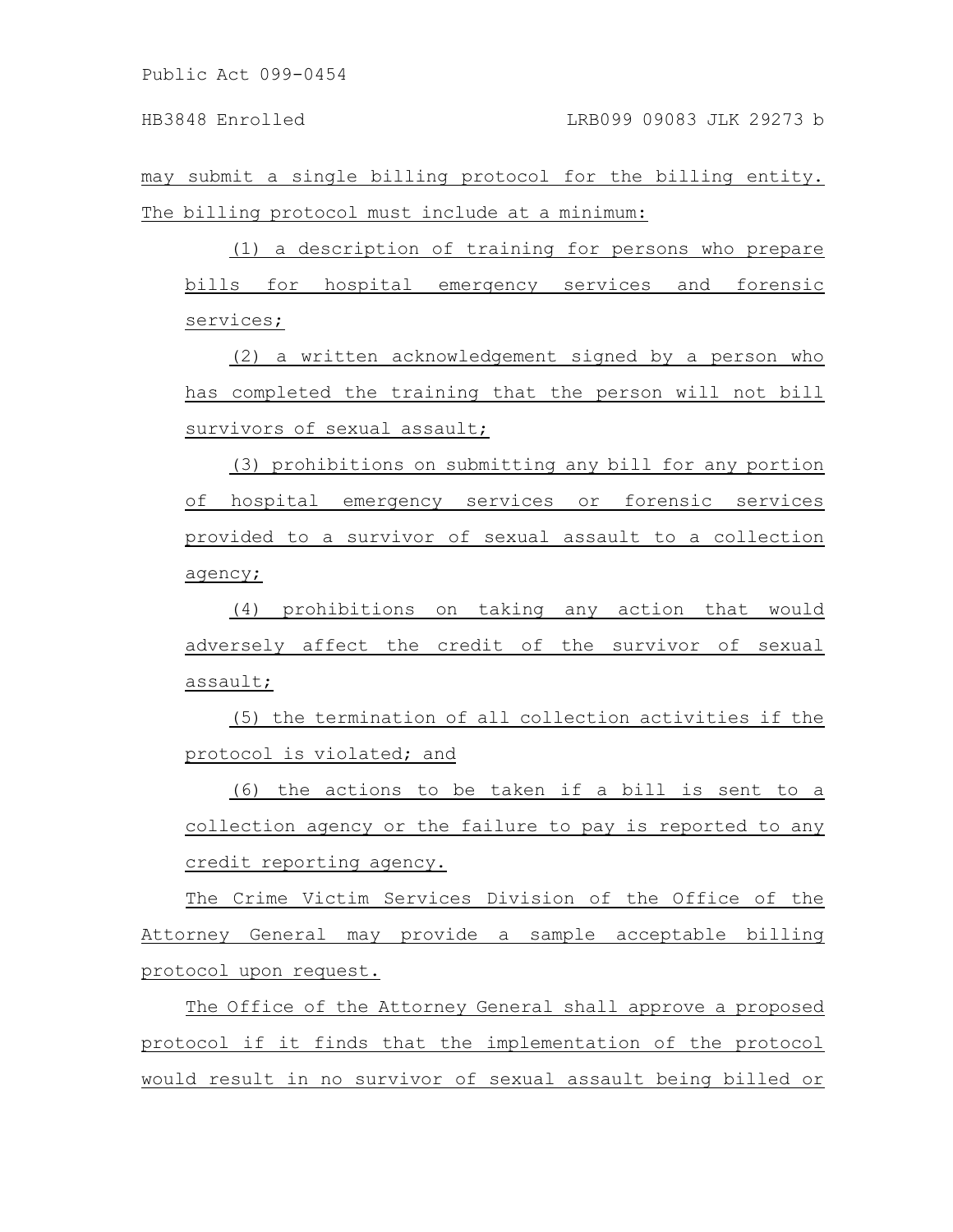may submit a single billing protocol for the billing entity. The billing protocol must include at a minimum:

(1) a description of training for persons who prepare bills for hospital emergency services and forensic services;

(2) a written acknowledgement signed by a person who has completed the training that the person will not bill survivors of sexual assault;

(3) prohibitions on submitting any bill for any portion of hospital emergency services or forensic services provided to a survivor of sexual assault to a collection agency;

(4) prohibitions on taking any action that would adversely affect the credit of the survivor of sexual assault;

(5) the termination of all collection activities if the protocol is violated; and

(6) the actions to be taken if a bill is sent to a collection agency or the failure to pay is reported to any credit reporting agency.

The Crime Victim Services Division of the Office of the Attorney General may provide a sample acceptable billing protocol upon request.

The Office of the Attorney General shall approve a proposed protocol if it finds that the implementation of the protocol would result in no survivor of sexual assault being billed or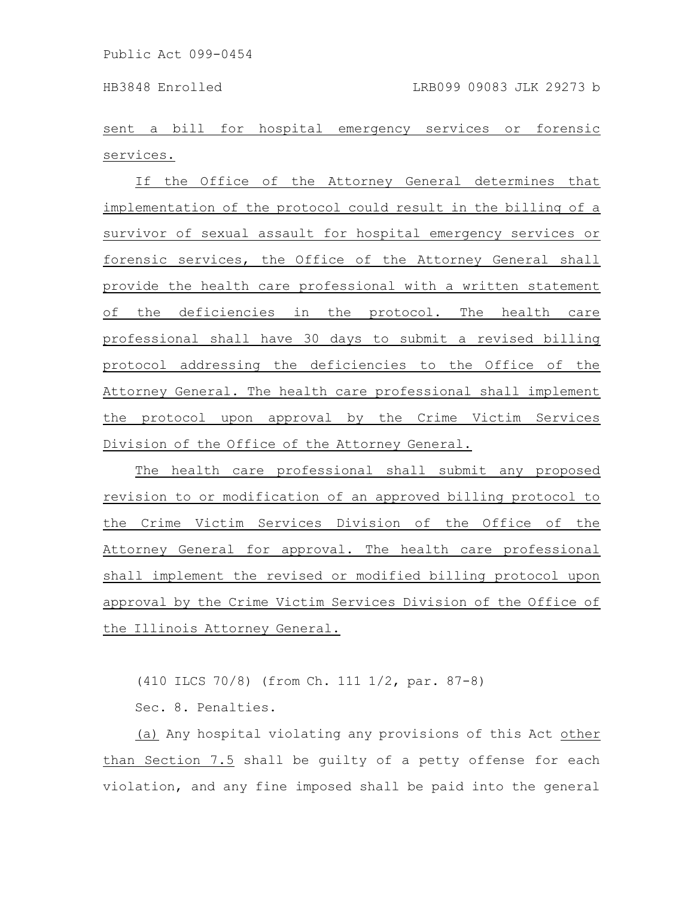sent a bill for hospital emergency services or forensic services.

If the Office of the Attorney General determines that implementation of the protocol could result in the billing of a survivor of sexual assault for hospital emergency services or forensic services, the Office of the Attorney General shall provide the health care professional with a written statement of the deficiencies in the protocol. The health care professional shall have 30 days to submit a revised billing protocol addressing the deficiencies to the Office of the Attorney General. The health care professional shall implement the protocol upon approval by the Crime Victim Services Division of the Office of the Attorney General.

The health care professional shall submit any proposed revision to or modification of an approved billing protocol to the Crime Victim Services Division of the Office of the Attorney General for approval. The health care professional shall implement the revised or modified billing protocol upon approval by the Crime Victim Services Division of the Office of the Illinois Attorney General.

(410 ILCS 70/8) (from Ch. 111 1/2, par. 87-8)

Sec. 8. Penalties.

(a) Any hospital violating any provisions of this Act other than Section 7.5 shall be guilty of a petty offense for each violation, and any fine imposed shall be paid into the general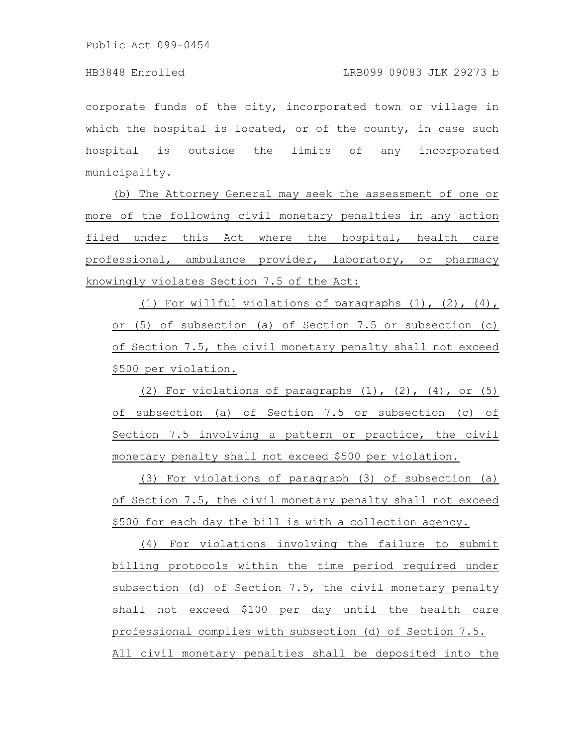corporate funds of the city, incorporated town or village in which the hospital is located, or of the county, in case such hospital is outside the limits of any incorporated municipality.

(b) The Attorney General may seek the assessment of one or more of the following civil monetary penalties in any action filed under this Act where the hospital, health care professional, ambulance provider, laboratory, or pharmacy knowingly violates Section 7.5 of the Act:

(1) For willful violations of paragraphs (1), (2), (4), or (5) of subsection (a) of Section 7.5 or subsection (c) of Section 7.5, the civil monetary penalty shall not exceed $500 per violation.

(2) For violations of paragraphs (1), (2), (4), or (5) of subsection (a) of Section 7.5 or subsection (c) of Section 7.5 involving a pattern or practice, the civil monetary penalty shall not exceed $500 per violation.

(3) For violations of paragraph (3) of subsection (a) of Section 7.5, the civil monetary penalty shall not exceed $500 for each day the bill is with a collection agency.

(4) For violations involving the failure to submit billing protocols within the time period required under subsection (d) of Section 7.5, the civil monetary penalty shall not exceed $100 per day until the health care professional complies with subsection (d) of Section 7.5.

All civil monetary penalties shall be deposited into the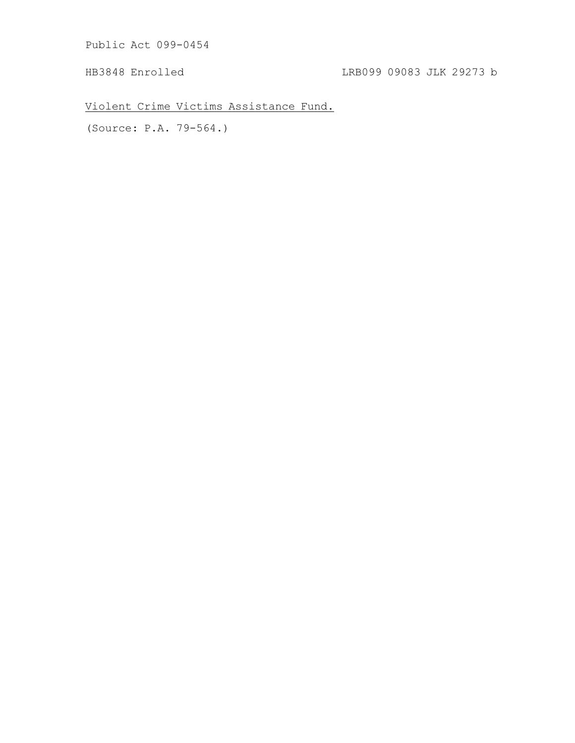<u>Violent Crime Victims Assistance Fund.</u>

(Source: P.A. 79-564.)